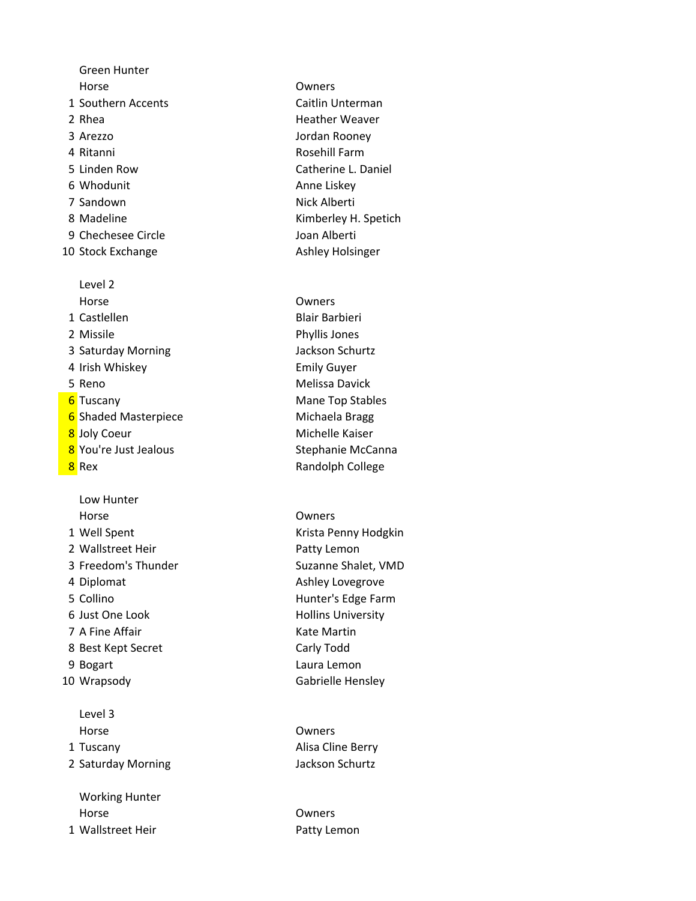## Green Hunter

| | Horse | Owners |
|---|---|---|
| 1 | Southern Accents | Caitlin Unterman |
| 2 | Rhea | Heather Weaver |
| 3 | Arezzo | Jordan Rooney |
| 4 | Ritanni | Rosehill Farm |
| 5 | Linden Row | Catherine L. Daniel |
| 6 | Whodunit | Anne Liskey |
| 7 | Sandown | Nick Alberti |
| 8 | Madeline | Kimberley H. Spetich |
| 9 | Chechesee Circle | Joan Alberti |
| 10 | Stock Exchange | Ashley Holsinger |

## Level 2

| | Horse | Owners |
|---|---|---|
| 1 | Castlellen | Blair Barbieri |
| 2 | Missile | Phyllis Jones |
| 3 | Saturday Morning | Jackson Schurtz |
| 4 | Irish Whiskey | Emily Guyer |
| 5 | Reno | Melissa Davick |
| 6 | Tuscany | Mane Top Stables |
| 6 | Shaded Masterpiece | Michaela Bragg |
| 8 | Joly Coeur | Michelle Kaiser |
| 8 | You're Just Jealous | Stephanie McCanna |
| 8 | Rex | Randolph College |

## Low Hunter

| | Horse | Owners |
|---|---|---|
| 1 | Well Spent | Krista Penny Hodgkin |
| 2 | Wallstreet Heir | Patty Lemon |
| 3 | Freedom's Thunder | Suzanne Shalet, VMD |
| 4 | Diplomat | Ashley Lovegrove |
| 5 | Collino | Hunter's Edge Farm |
| 6 | Just One Look | Hollins University |
| 7 | A Fine Affair | Kate Martin |
| 8 | Best Kept Secret | Carly Todd |
| 9 | Bogart | Laura Lemon |
| 10 | Wrapsody | Gabrielle Hensley |

## Level 3

| | Horse | Owners |
|---|---|---|
| 1 | Tuscany | Alisa Cline Berry |
| 2 | Saturday Morning | Jackson Schurtz |

## Working Hunter

| | Horse | Owners |
|---|---|---|
| 1 | Wallstreet Heir | Patty Lemon |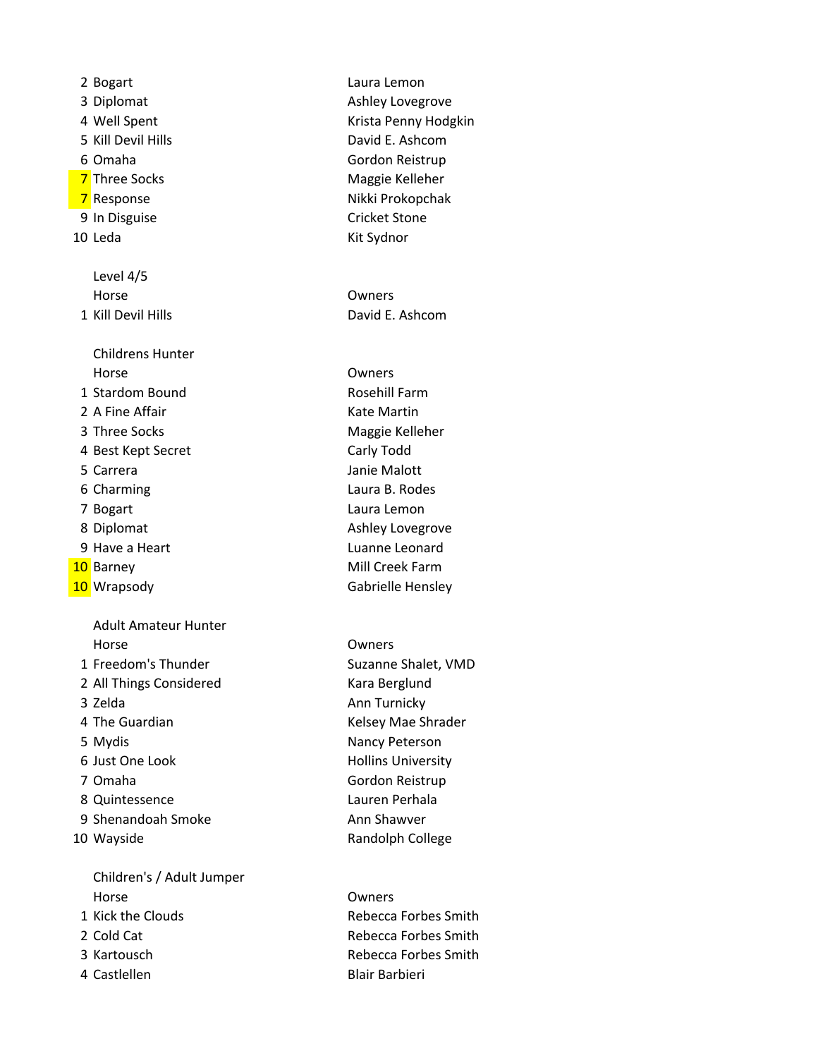| | Horse | Owners |
|---|---|---|
| 2 | Bogart | Laura Lemon |
| 3 | Diplomat | Ashley Lovegrove |
| 4 | Well Spent | Krista Penny Hodgkin |
| 5 | Kill Devil Hills | David E. Ashcom |
| 6 | Omaha | Gordon Reistrup |
| 7 | Three Socks | Maggie Kelleher |
| 7 | Response | Nikki Prokopchak |
| 9 | In Disguise | Cricket Stone |
| 10 | Leda | Kit Sydnor |

### Level 4/5

| | Horse | Owners |
|---|---|---|
| 1 | Kill Devil Hills | David E. Ashcom |

### Childrens Hunter

| | Horse | Owners |
|---|---|---|
| 1 | Stardom Bound | Rosehill Farm |
| 2 | A Fine Affair | Kate Martin |
| 3 | Three Socks | Maggie Kelleher |
| 4 | Best Kept Secret | Carly Todd |
| 5 | Carrera | Janie Malott |
| 6 | Charming | Laura B. Rodes |
| 7 | Bogart | Laura Lemon |
| 8 | Diplomat | Ashley Lovegrove |
| 9 | Have a Heart | Luanne Leonard |
| 10 | Barney | Mill Creek Farm |
| 10 | Wrapsody | Gabrielle Hensley |

### Adult Amateur Hunter

| | Horse | Owners |
|---|---|---|
| 1 | Freedom's Thunder | Suzanne Shalet, VMD |
| 2 | All Things Considered | Kara Berglund |
| 3 | Zelda | Ann Turnicky |
| 4 | The Guardian | Kelsey Mae Shrader |
| 5 | Mydis | Nancy Peterson |
| 6 | Just One Look | Hollins University |
| 7 | Omaha | Gordon Reistrup |
| 8 | Quintessence | Lauren Perhala |
| 9 | Shenandoah Smoke | Ann Shawver |
| 10 | Wayside | Randolph College |

### Children's / Adult Jumper

| | Horse | Owners |
|---|---|---|
| 1 | Kick the Clouds | Rebecca Forbes Smith |
| 2 | Cold Cat | Rebecca Forbes Smith |
| 3 | Kartousch | Rebecca Forbes Smith |
| 4 | Castlellen | Blair Barbieri |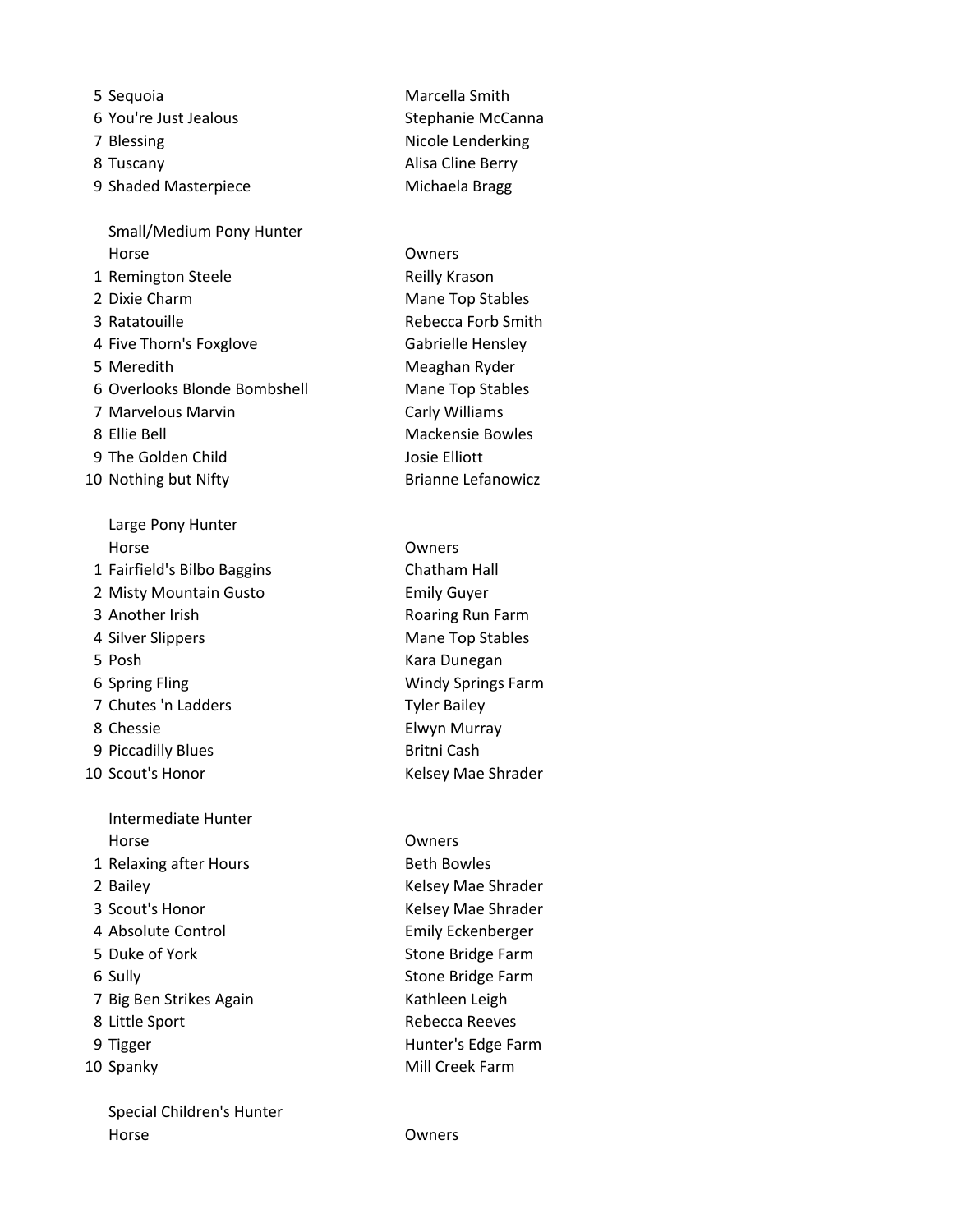| | | |
|---|---|---|
| 5 | Sequoia | Marcella Smith |
| 6 | You're Just Jealous | Stephanie McCanna |
| 7 | Blessing | Nicole Lenderking |
| 8 | Tuscany | Alisa Cline Berry |
| 9 | Shaded Masterpiece | Michaela Bragg |

Small/Medium Pony Hunter

| | Horse | Owners |
|---|---|---|
| 1 | Remington Steele | Reilly Krason |
| 2 | Dixie Charm | Mane Top Stables |
| 3 | Ratatouille | Rebecca Forb Smith |
| 4 | Five Thorn's Foxglove | Gabrielle Hensley |
| 5 | Meredith | Meaghan Ryder |
| 6 | Overlooks Blonde Bombshell | Mane Top Stables |
| 7 | Marvelous Marvin | Carly Williams |
| 8 | Ellie Bell | Mackensie Bowles |
| 9 | The Golden Child | Josie Elliott |
| 10 | Nothing but Nifty | Brianne Lefanowicz |

Large Pony Hunter

| | Horse | Owners |
|---|---|---|
| 1 | Fairfield's Bilbo Baggins | Chatham Hall |
| 2 | Misty Mountain Gusto | Emily Guyer |
| 3 | Another Irish | Roaring Run Farm |
| 4 | Silver Slippers | Mane Top Stables |
| 5 | Posh | Kara Dunegan |
| 6 | Spring Fling | Windy Springs Farm |
| 7 | Chutes 'n Ladders | Tyler Bailey |
| 8 | Chessie | Elwyn Murray |
| 9 | Piccadilly Blues | Britni Cash |
| 10 | Scout's Honor | Kelsey Mae Shrader |

Intermediate Hunter

| | Horse | Owners |
|---|---|---|
| 1 | Relaxing after Hours | Beth Bowles |
| 2 | Bailey | Kelsey Mae Shrader |
| 3 | Scout's Honor | Kelsey Mae Shrader |
| 4 | Absolute Control | Emily Eckenberger |
| 5 | Duke of York | Stone Bridge Farm |
| 6 | Sully | Stone Bridge Farm |
| 7 | Big Ben Strikes Again | Kathleen Leigh |
| 8 | Little Sport | Rebecca Reeves |
| 9 | Tigger | Hunter's Edge Farm |
| 10 | Spanky | Mill Creek Farm |

Special Children's Hunter

| | Horse | Owners |
|---|---|---|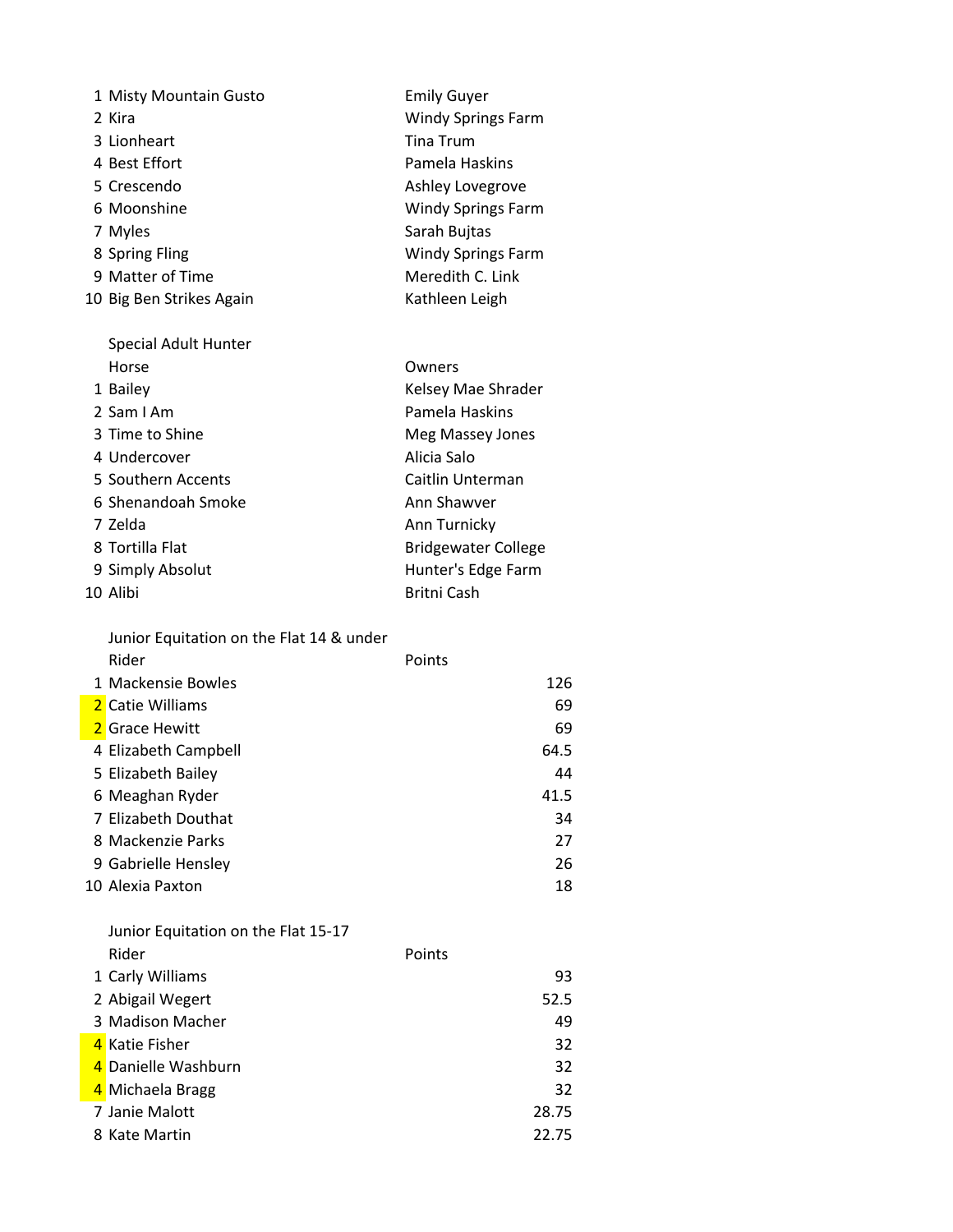| | | |
|---|---|---|
| 1 | Misty Mountain Gusto | Emily Guyer |
| 2 | Kira | Windy Springs Farm |
| 3 | Lionheart | Tina Trum |
| 4 | Best Effort | Pamela Haskins |
| 5 | Crescendo | Ashley Lovegrove |
| 6 | Moonshine | Windy Springs Farm |
| 7 | Myles | Sarah Bujtas |
| 8 | Spring Fling | Windy Springs Farm |
| 9 | Matter of Time | Meredith C. Link |
| 10 | Big Ben Strikes Again | Kathleen Leigh |

### Special Adult Hunter

| | Horse | Owners |
|---|---|---|
| 1 | Bailey | Kelsey Mae Shrader |
| 2 | Sam I Am | Pamela Haskins |
| 3 | Time to Shine | Meg Massey Jones |
| 4 | Undercover | Alicia Salo |
| 5 | Southern Accents | Caitlin Unterman |
| 6 | Shenandoah Smoke | Ann Shawver |
| 7 | Zelda | Ann Turnicky |
| 8 | Tortilla Flat | Bridgewater College |
| 9 | Simply Absolut | Hunter's Edge Farm |
| 10 | Alibi | Britni Cash |

### Junior Equitation on the Flat 14 & under

| | Rider | Points |
|---|---|---|
| 1 | Mackensie Bowles | 126 |
| 2 | Catie Williams | 69 |
| 2 | Grace Hewitt | 69 |
| 4 | Elizabeth Campbell | 64.5 |
| 5 | Elizabeth Bailey | 44 |
| 6 | Meaghan Ryder | 41.5 |
| 7 | Elizabeth Douthat | 34 |
| 8 | Mackenzie Parks | 27 |
| 9 | Gabrielle Hensley | 26 |
| 10 | Alexia Paxton | 18 |

### Junior Equitation on the Flat 15-17

| | Rider | Points |
|---|---|---|
| 1 | Carly Williams | 93 |
| 2 | Abigail Wegert | 52.5 |
| 3 | Madison Macher | 49 |
| 4 | Katie Fisher | 32 |
| 4 | Danielle Washburn | 32 |
| 4 | Michaela Bragg | 32 |
| 7 | Janie Malott | 28.75 |
| 8 | Kate Martin | 22.75 |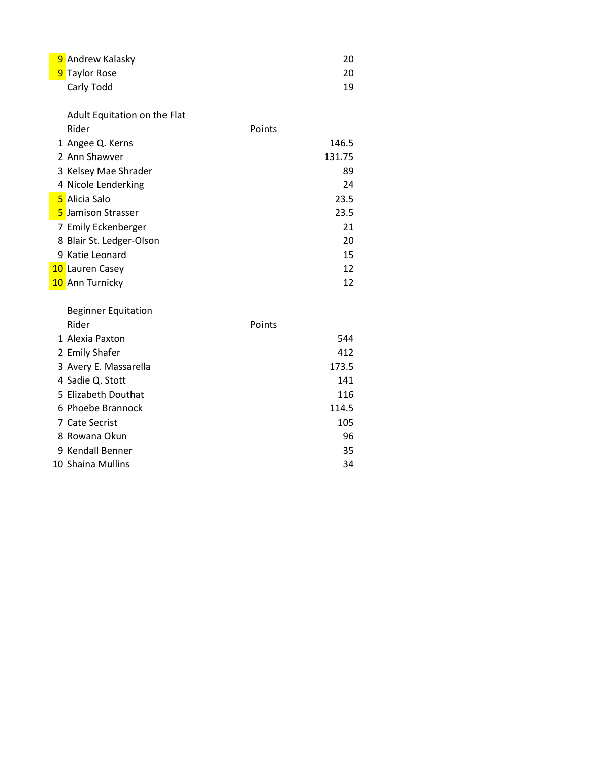| | | |
|---|---|---|
| 9 | Andrew Kalasky | 20 |
| 9 | Taylor Rose | 20 |
| | Carly Todd | 19 |

Adult Equitation on the Flat

| | Rider | Points |
|---|---|---|
| 1 | Angee Q. Kerns | 146.5 |
| 2 | Ann Shawver | 131.75 |
| 3 | Kelsey Mae Shrader | 89 |
| 4 | Nicole Lenderking | 24 |
| 5 | Alicia Salo | 23.5 |
| 5 | Jamison Strasser | 23.5 |
| 7 | Emily Eckenberger | 21 |
| 8 | Blair St. Ledger-Olson | 20 |
| 9 | Katie Leonard | 15 |
| 10 | Lauren Casey | 12 |
| 10 | Ann Turnicky | 12 |

Beginner Equitation

| | Rider | Points |
|---|---|---|
| 1 | Alexia Paxton | 544 |
| 2 | Emily Shafer | 412 |
| 3 | Avery E. Massarella | 173.5 |
| 4 | Sadie Q. Stott | 141 |
| 5 | Elizabeth Douthat | 116 |
| 6 | Phoebe Brannock | 114.5 |
| 7 | Cate Secrist | 105 |
| 8 | Rowana Okun | 96 |
| 9 | Kendall Benner | 35 |
| 10 | Shaina Mullins | 34 |